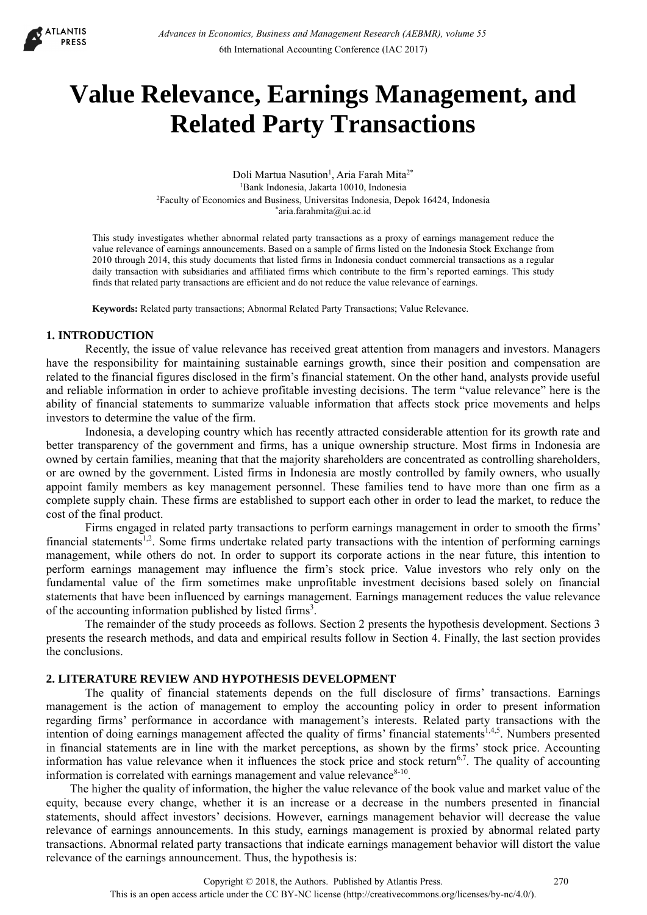# Value Relevance, Earnings Management, and Related Party Transactions

Doli Martua Nasution[1], Aria Farah Mita[2*]

[1]Bank Indonesia, Jakarta 10010, Indonesia

[2]Faculty of Economics and Business, Universitas Indonesia, Depok 16424, Indonesia

[*]aria.farahmita@ui.ac.id

This study investigates whether abnormal related party transactions as a proxy of earnings management reduce the value relevance of earnings announcements. Based on a sample of firms listed on the Indonesia Stock Exchange from 2010 through 2014, this study documents that listed firms in Indonesia conduct commercial transactions as a regular daily transaction with subsidiaries and affiliated firms which contribute to the firm's reported earnings. This study finds that related party transactions are efficient and do not reduce the value relevance of earnings.

**Keywords:** Related party transactions; Abnormal Related Party Transactions; Value Relevance.

## 1. INTRODUCTION

Recently, the issue of value relevance has received great attention from managers and investors. Managers have the responsibility for maintaining sustainable earnings growth, since their position and compensation are related to the financial figures disclosed in the firm's financial statement. On the other hand, analysts provide useful and reliable information in order to achieve profitable investing decisions. The term "value relevance" here is the ability of financial statements to summarize valuable information that affects stock price movements and helps investors to determine the value of the firm.

Indonesia, a developing country which has recently attracted considerable attention for its growth rate and better transparency of the government and firms, has a unique ownership structure. Most firms in Indonesia are owned by certain families, meaning that that the majority shareholders are concentrated as controlling shareholders, or are owned by the government. Listed firms in Indonesia are mostly controlled by family owners, who usually appoint family members as key management personnel. These families tend to have more than one firm as a complete supply chain. These firms are established to support each other in order to lead the market, to reduce the cost of the final product.

Firms engaged in related party transactions to perform earnings management in order to smooth the firms' financial statements[1,2]. Some firms undertake related party transactions with the intention of performing earnings management, while others do not. In order to support its corporate actions in the near future, this intention to perform earnings management may influence the firm's stock price. Value investors who rely only on the fundamental value of the firm sometimes make unprofitable investment decisions based solely on financial statements that have been influenced by earnings management. Earnings management reduces the value relevance of the accounting information published by listed firms[3].

The remainder of the study proceeds as follows. Section 2 presents the hypothesis development. Sections 3 presents the research methods, and data and empirical results follow in Section 4. Finally, the last section provides the conclusions.

## 2. LITERATURE REVIEW AND HYPOTHESIS DEVELOPMENT

The quality of financial statements depends on the full disclosure of firms' transactions. Earnings management is the action of management to employ the accounting policy in order to present information regarding firms' performance in accordance with management's interests. Related party transactions with the intention of doing earnings management affected the quality of firms' financial statements[1,4,5]. Numbers presented in financial statements are in line with the market perceptions, as shown by the firms' stock price. Accounting information has value relevance when it influences the stock price and stock return[6,7]. The quality of accounting information is correlated with earnings management and value relevance[8-10].

The higher the quality of information, the higher the value relevance of the book value and market value of the equity, because every change, whether it is an increase or a decrease in the numbers presented in financial statements, should affect investors' decisions. However, earnings management behavior will decrease the value relevance of earnings announcements. In this study, earnings management is proxied by abnormal related party transactions. Abnormal related party transactions that indicate earnings management behavior will distort the value relevance of the earnings announcement. Thus, the hypothesis is: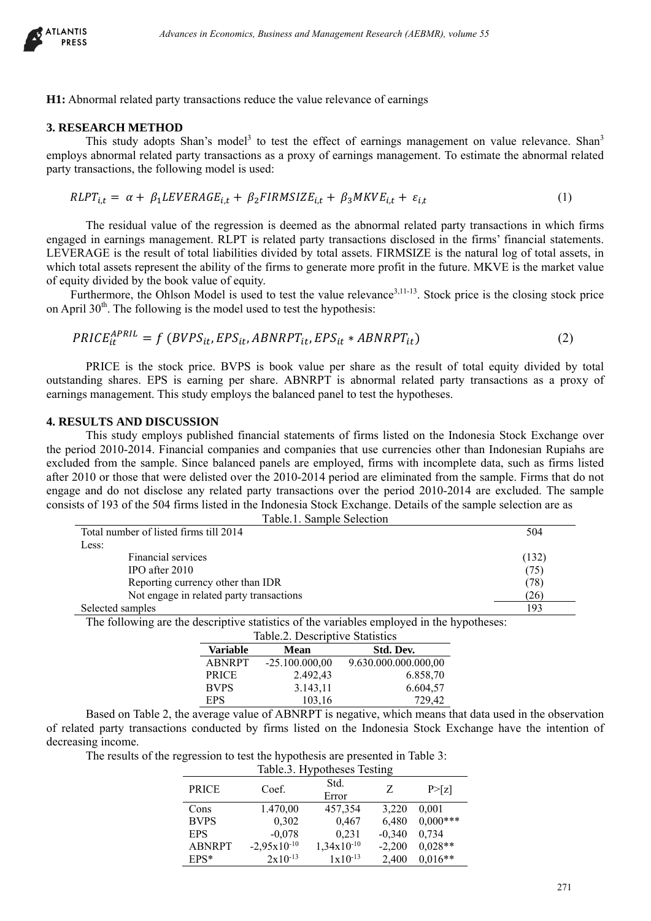**H1:** Abnormal related party transactions reduce the value relevance of earnings

## 3. RESEARCH METHOD

This study adopts Shan's model[3] to test the effect of earnings management on value relevance. Shan[3] employs abnormal related party transactions as a proxy of earnings management. To estimate the abnormal related party transactions, the following model is used:

$$RLPT_{i,t} = \alpha + \beta_1 LEVERAGE_{i,t} + \beta_2 FIRMSIZE_{i,t} + \beta_3 MKVE_{i,t} + \varepsilon_{i,t} \quad (1)$$

The residual value of the regression is deemed as the abnormal related party transactions in which firms engaged in earnings management. RLPT is related party transactions disclosed in the firms' financial statements. LEVERAGE is the result of total liabilities divided by total assets. FIRMSIZE is the natural log of total assets, in which total assets represent the ability of the firms to generate more profit in the future. MKVE is the market value of equity divided by the book value of equity.

Furthermore, the Ohlson Model is used to test the value relevance[3,11-13]. Stock price is the closing stock price on April 30th. The following is the model used to test the hypothesis:

$$PRICE_{it}^{APRIL} = f\,(BVPS_{it}, EPS_{it}, ABNRPT_{it}, EPS_{it} * ABNRPT_{it}) \quad (2)$$

PRICE is the stock price. BVPS is book value per share as the result of total equity divided by total outstanding shares. EPS is earning per share. ABNRPT is abnormal related party transactions as a proxy of earnings management. This study employs the balanced panel to test the hypotheses.

## 4. RESULTS AND DISCUSSION

This study employs published financial statements of firms listed on the Indonesia Stock Exchange over the period 2010-2014. Financial companies and companies that use currencies other than Indonesian Rupiahs are excluded from the sample. Since balanced panels are employed, firms with incomplete data, such as firms listed after 2010 or those that were delisted over the 2010-2014 period are eliminated from the sample. Firms that do not engage and do not disclose any related party transactions over the period 2010-2014 are excluded. The sample consists of 193 of the 504 firms listed in the Indonesia Stock Exchange. Details of the sample selection are as

Table.1. Sample Selection

| | |
|---|---|
| Total number of listed firms till 2014 | 504 |
| Less: | |
| Financial services | (132) |
| IPO after 2010 | (75) |
| Reporting currency other than IDR | (78) |
| Not engage in related party transactions | (26) |
| Selected samples | 193 |

The following are the descriptive statistics of the variables employed in the hypotheses:

Table.2. Descriptive Statistics

| Variable | Mean | Std. Dev. |
|---|---|---|
| ABNRPT | -25.100.000,00 | 9.630.000.000.000,00 |
| PRICE | 2.492,43 | 6.858,70 |
| BVPS | 3.143,11 | 6.604,57 |
| EPS | 103,16 | 729,42 |

Based on Table 2, the average value of ABNRPT is negative, which means that data used in the observation of related party transactions conducted by firms listed on the Indonesia Stock Exchange have the intention of decreasing income.

The results of the regression to test the hypothesis are presented in Table 3:

Table.3. Hypotheses Testing

| PRICE | Coef. | Std. Error | Z | P>[z] |
|---|---|---|---|---|
| Cons | 1.470,00 | 457,354 | 3,220 | 0,001 |
| BVPS | 0,302 | 0,467 | 6,480 | 0,000*** |
| EPS | -0,078 | 0,231 | -0,340 | 0,734 |
| ABNRPT | $-2{,}95\text{x}10^{-10}$ | $1{,}34\text{x}10^{-10}$ | -2,200 | 0,028** |
| EPS* | $2\text{x}10^{-13}$ | $1\text{x}10^{-13}$ | 2,400 | 0,016** |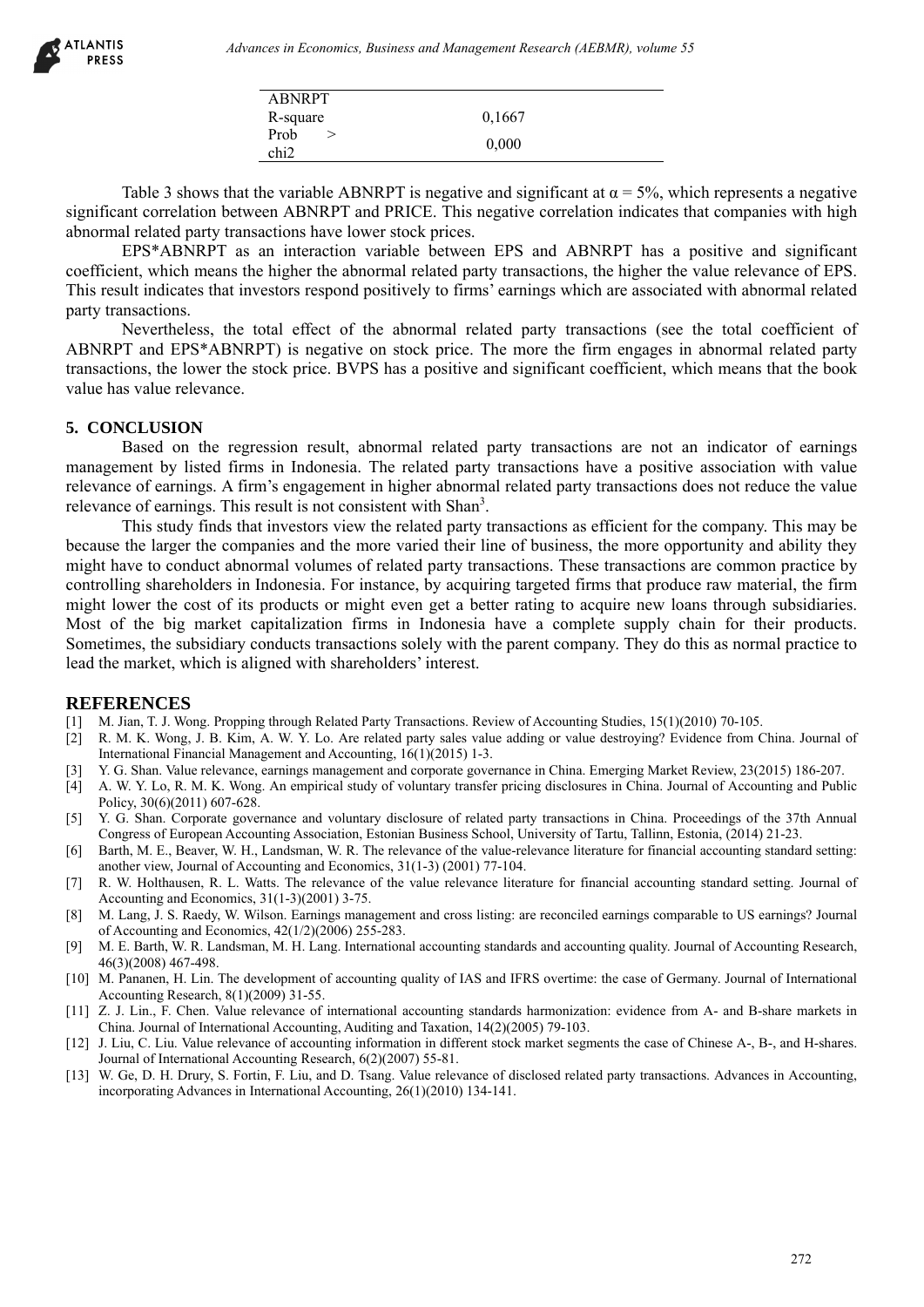| | |
|---|---|
| ABNRPT | |
| R-square | 0,1667 |
| Prob > chi2 | 0,000 |

Table 3 shows that the variable ABNRPT is negative and significant at $\alpha = 5\%$, which represents a negative significant correlation between ABNRPT and PRICE. This negative correlation indicates that companies with high abnormal related party transactions have lower stock prices.

EPS*ABNRPT as an interaction variable between EPS and ABNRPT has a positive and significant coefficient, which means the higher the abnormal related party transactions, the higher the value relevance of EPS. This result indicates that investors respond positively to firms' earnings which are associated with abnormal related party transactions.

Nevertheless, the total effect of the abnormal related party transactions (see the total coefficient of ABNRPT and EPS*ABNRPT) is negative on stock price. The more the firm engages in abnormal related party transactions, the lower the stock price. BVPS has a positive and significant coefficient, which means that the book value has value relevance.

## 5. CONCLUSION

Based on the regression result, abnormal related party transactions are not an indicator of earnings management by listed firms in Indonesia. The related party transactions have a positive association with value relevance of earnings. A firm's engagement in higher abnormal related party transactions does not reduce the value relevance of earnings. This result is not consistent with Shan[3].

This study finds that investors view the related party transactions as efficient for the company. This may be because the larger the companies and the more varied their line of business, the more opportunity and ability they might have to conduct abnormal volumes of related party transactions. These transactions are common practice by controlling shareholders in Indonesia. For instance, by acquiring targeted firms that produce raw material, the firm might lower the cost of its products or might even get a better rating to acquire new loans through subsidiaries. Most of the big market capitalization firms in Indonesia have a complete supply chain for their products. Sometimes, the subsidiary conducts transactions solely with the parent company. They do this as normal practice to lead the market, which is aligned with shareholders' interest.

## REFERENCES

[1] M. Jian, T. J. Wong. Propping through Related Party Transactions. Review of Accounting Studies, 15(1)(2010) 70-105.

[2] R. M. K. Wong, J. B. Kim, A. W. Y. Lo. Are related party sales value adding or value destroying? Evidence from China. Journal of International Financial Management and Accounting, 16(1)(2015) 1-3.

[3] Y. G. Shan. Value relevance, earnings management and corporate governance in China. Emerging Market Review, 23(2015) 186-207.

[4] A. W. Y. Lo, R. M. K. Wong. An empirical study of voluntary transfer pricing disclosures in China. Journal of Accounting and Public Policy, 30(6)(2011) 607-628.

[5] Y. G. Shan. Corporate governance and voluntary disclosure of related party transactions in China. Proceedings of the 37th Annual Congress of European Accounting Association, Estonian Business School, University of Tartu, Tallinn, Estonia, (2014) 21-23.

[6] Barth, M. E., Beaver, W. H., Landsman, W. R. The relevance of the value-relevance literature for financial accounting standard setting: another view, Journal of Accounting and Economics, 31(1-3) (2001) 77-104.

[7] R. W. Holthausen, R. L. Watts. The relevance of the value relevance literature for financial accounting standard setting. Journal of Accounting and Economics, 31(1-3)(2001) 3-75.

[8] M. Lang, J. S. Raedy, W. Wilson. Earnings management and cross listing: are reconciled earnings comparable to US earnings? Journal of Accounting and Economics, 42(1/2)(2006) 255-283.

[9] M. E. Barth, W. R. Landsman, M. H. Lang. International accounting standards and accounting quality. Journal of Accounting Research, 46(3)(2008) 467-498.

[10] M. Pananen, H. Lin. The development of accounting quality of IAS and IFRS overtime: the case of Germany. Journal of International Accounting Research, 8(1)(2009) 31-55.

[11] Z. J. Lin., F. Chen. Value relevance of international accounting standards harmonization: evidence from A- and B-share markets in China. Journal of International Accounting, Auditing and Taxation, 14(2)(2005) 79-103.

[12] J. Liu, C. Liu. Value relevance of accounting information in different stock market segments the case of Chinese A-, B-, and H-shares. Journal of International Accounting Research, 6(2)(2007) 55-81.

[13] W. Ge, D. H. Drury, S. Fortin, F. Liu, and D. Tsang. Value relevance of disclosed related party transactions. Advances in Accounting, incorporating Advances in International Accounting, 26(1)(2010) 134-141.